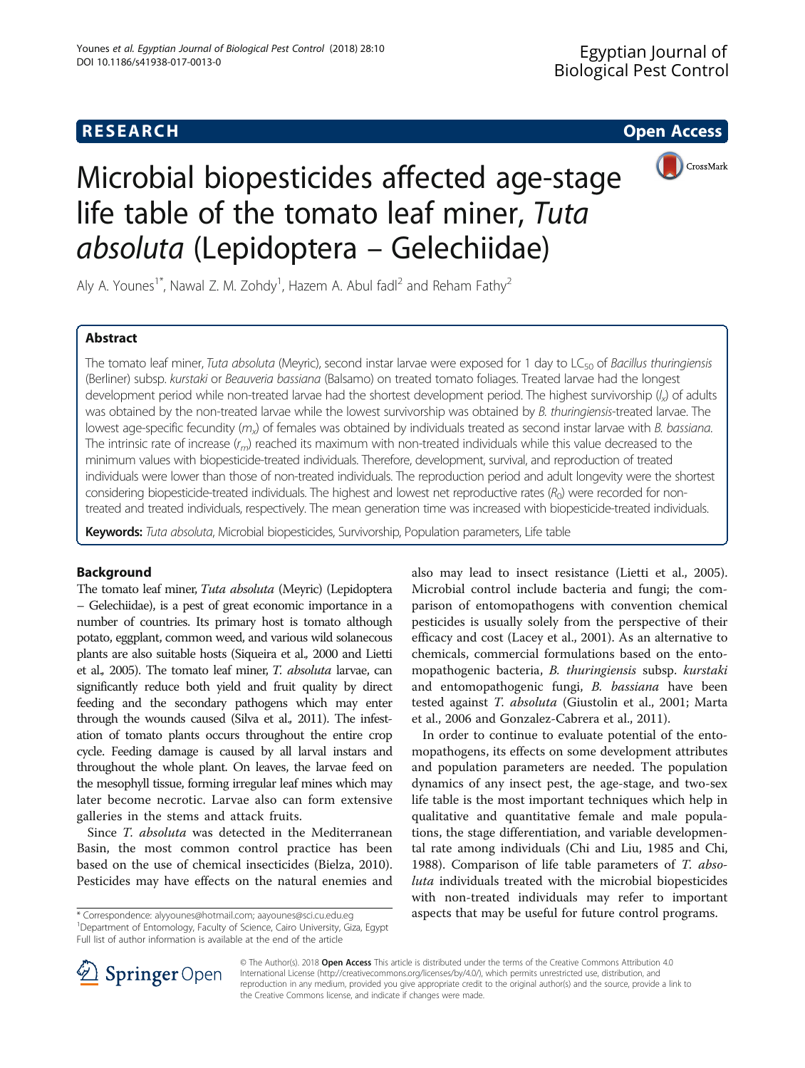**RESEARCH Open Access**

# Microbial biopesticides affected age-stage life table of the tomato leaf miner, *Tuta absoluta* (Lepidoptera – Gelechiidae)

Aly A. Younes[1*], Nawal Z. M. Zohdy[1], Hazem A. Abul fadl[2] and Reham Fathy[2]

## Abstract

The tomato leaf miner, *Tuta absoluta* (Meyric), second instar larvae were exposed for 1 day to $LC_{50}$ of *Bacillus thuringiensis* (Berliner) subsp. *kurstaki* or *Beauveria bassiana* (Balsamo) on treated tomato foliages. Treated larvae had the longest development period while non-treated larvae had the shortest development period. The highest survivorship ($l_x$) of adults was obtained by the non-treated larvae while the lowest survivorship was obtained by *B. thuringiensis*-treated larvae. The lowest age-specific fecundity ($m_x$) of females was obtained by individuals treated as second instar larvae with *B. bassiana*. The intrinsic rate of increase ($r_m$) reached its maximum with non-treated individuals while this value decreased to the minimum values with biopesticide-treated individuals. Therefore, development, survival, and reproduction of treated individuals were lower than those of non-treated individuals. The reproduction period and adult longevity were the shortest considering biopesticide-treated individuals. The highest and lowest net reproductive rates ($R_0$) were recorded for non-treated and treated individuals, respectively. The mean generation time was increased with biopesticide-treated individuals.

**Keywords:** *Tuta absoluta*, Microbial biopesticides, Survivorship, Population parameters, Life table

## Background

The tomato leaf miner, *Tuta absoluta* (Meyric) (Lepidoptera – Gelechiidae), is a pest of great economic importance in a number of countries. Its primary host is tomato although potato, eggplant, common weed, and various wild solanecous plants are also suitable hosts (Siqueira et al., 2000 and Lietti et al., 2005). The tomato leaf miner, *T. absoluta* larvae, can significantly reduce both yield and fruit quality by direct feeding and the secondary pathogens which may enter through the wounds caused (Silva et al., 2011). The infestation of tomato plants occurs throughout the entire crop cycle. Feeding damage is caused by all larval instars and throughout the whole plant. On leaves, the larvae feed on the mesophyll tissue, forming irregular leaf mines which may later become necrotic. Larvae also can form extensive galleries in the stems and attack fruits.

Since *T. absoluta* was detected in the Mediterranean Basin, the most common control practice has been based on the use of chemical insecticides (Bielza, 2010). Pesticides may have effects on the natural enemies and also may lead to insect resistance (Lietti et al., 2005). Microbial control include bacteria and fungi; the comparison of entomopathogens with convention chemical pesticides is usually solely from the perspective of their efficacy and cost (Lacey et al., 2001). As an alternative to chemicals, commercial formulations based on the entomopathogenic bacteria, *B. thuringiensis* subsp. *kurstaki* and entomopathogenic fungi, *B. bassiana* have been tested against *T. absoluta* (Giustolin et al., 2001; Marta et al., 2006 and Gonzalez-Cabrera et al., 2011).

In order to continue to evaluate potential of the entomopathogens, its effects on some development attributes and population parameters are needed. The population dynamics of any insect pest, the age-stage, and two-sex life table is the most important techniques which help in qualitative and quantitative female and male populations, the stage differentiation, and variable developmental rate among individuals (Chi and Liu, 1985 and Chi, 1988). Comparison of life table parameters of *T. absoluta* individuals treated with the microbial biopesticides with non-treated individuals may refer to important aspects that may be useful for future control programs.

\* Correspondence: alyyounes@hotmail.com; aayounes@sci.cu.edu.eg
[1]Department of Entomology, Faculty of Science, Cairo University, Giza, Egypt
Full list of author information is available at the end of the article

© The Author(s). 2018 **Open Access** This article is distributed under the terms of the Creative Commons Attribution 4.0 International License (http://creativecommons.org/licenses/by/4.0/), which permits unrestricted use, distribution, and reproduction in any medium, provided you give appropriate credit to the original author(s) and the source, provide a link to the Creative Commons license, and indicate if changes were made.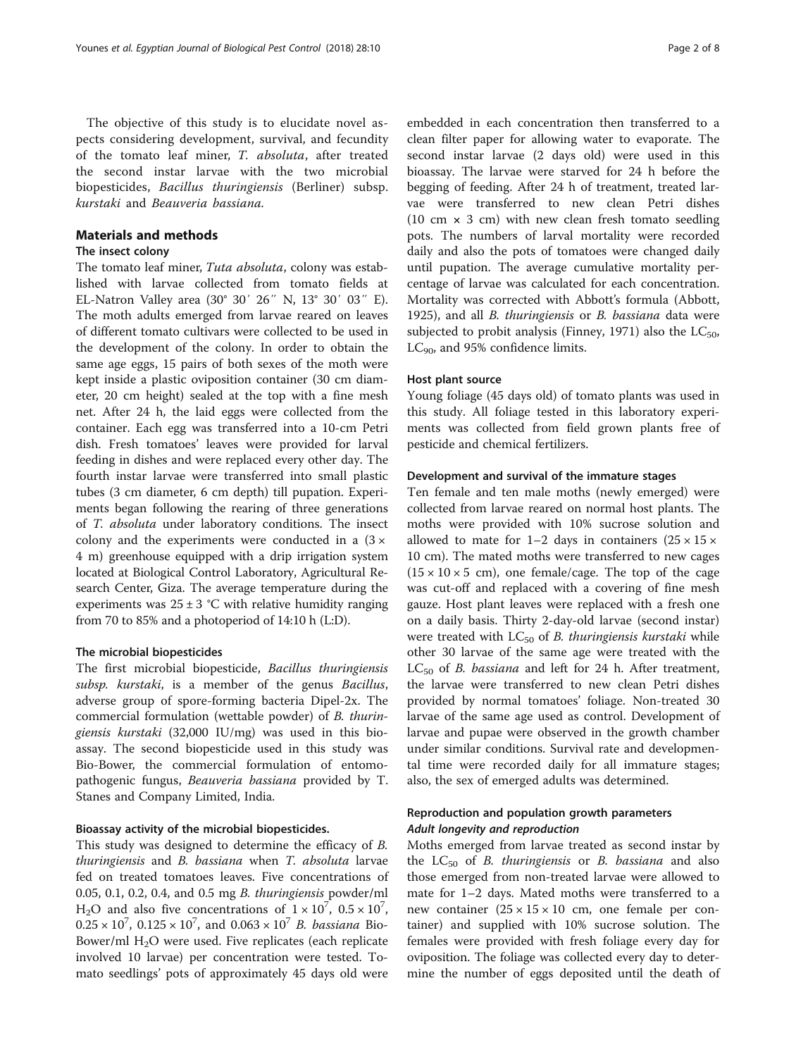The objective of this study is to elucidate novel aspects considering development, survival, and fecundity of the tomato leaf miner, *T. absoluta*, after treated the second instar larvae with the two microbial biopesticides, *Bacillus thuringiensis* (Berliner) subsp. *kurstaki* and *Beauveria bassiana.*

## Materials and methods

### The insect colony

The tomato leaf miner, *Tuta absoluta*, colony was established with larvae collected from tomato fields at EL-Natron Valley area (30° 30′ 26″ N, 13° 30′ 03″ E). The moth adults emerged from larvae reared on leaves of different tomato cultivars were collected to be used in the development of the colony. In order to obtain the same age eggs, 15 pairs of both sexes of the moth were kept inside a plastic oviposition container (30 cm diameter, 20 cm height) sealed at the top with a fine mesh net. After 24 h, the laid eggs were collected from the container. Each egg was transferred into a 10-cm Petri dish. Fresh tomatoes' leaves were provided for larval feeding in dishes and were replaced every other day. The fourth instar larvae were transferred into small plastic tubes (3 cm diameter, 6 cm depth) till pupation. Experiments began following the rearing of three generations of *T. absoluta* under laboratory conditions. The insect colony and the experiments were conducted in a (3 × 4 m) greenhouse equipped with a drip irrigation system located at Biological Control Laboratory, Agricultural Research Center, Giza. The average temperature during the experiments was 25 ± 3 °C with relative humidity ranging from 70 to 85% and a photoperiod of 14:10 h (L:D).

### The microbial biopesticides

The first microbial biopesticide, *Bacillus thuringiensis subsp. kurstaki*, is a member of the genus *Bacillus*, adverse group of spore-forming bacteria Dipel-2x. The commercial formulation (wettable powder) of *B. thuringiensis kurstaki* (32,000 IU/mg) was used in this bioassay. The second biopesticide used in this study was Bio-Bower, the commercial formulation of entomopathogenic fungus, *Beauveria bassiana* provided by T. Stanes and Company Limited, India.

### Bioassay activity of the microbial biopesticides.

This study was designed to determine the efficacy of *B. thuringiensis* and *B. bassiana* when *T. absoluta* larvae fed on treated tomatoes leaves. Five concentrations of 0.05, 0.1, 0.2, 0.4, and 0.5 mg *B. thuringiensis* powder/ml $H_2O$ and also five concentrations of $1 \times 10^7$, $0.5 \times 10^7$, $0.25 \times 10^7$, $0.125 \times 10^7$, and $0.063 \times 10^7$ *B. bassiana* Bio-Bower/ml $H_2O$ were used. Five replicates (each replicate involved 10 larvae) per concentration were tested. Tomato seedlings' pots of approximately 45 days old were embedded in each concentration then transferred to a clean filter paper for allowing water to evaporate. The second instar larvae (2 days old) were used in this bioassay. The larvae were starved for 24 h before the begging of feeding. After 24 h of treatment, treated larvae were transferred to new clean Petri dishes (10 cm × 3 cm) with new clean fresh tomato seedling pots. The numbers of larval mortality were recorded daily and also the pots of tomatoes were changed daily until pupation. The average cumulative mortality percentage of larvae was calculated for each concentration. Mortality was corrected with Abbott's formula (Abbott, 1925), and all *B. thuringiensis* or *B. bassiana* data were subjected to probit analysis (Finney, 1971) also the $LC_{50}$, $LC_{90}$, and 95% confidence limits.

### Host plant source

Young foliage (45 days old) of tomato plants was used in this study. All foliage tested in this laboratory experiments was collected from field grown plants free of pesticide and chemical fertilizers.

### Development and survival of the immature stages

Ten female and ten male moths (newly emerged) were collected from larvae reared on normal host plants. The moths were provided with 10% sucrose solution and allowed to mate for 1–2 days in containers (25 × 15 × 10 cm). The mated moths were transferred to new cages (15 × 10 × 5 cm), one female/cage. The top of the cage was cut-off and replaced with a covering of fine mesh gauze. Host plant leaves were replaced with a fresh one on a daily basis. Thirty 2-day-old larvae (second instar) were treated with $LC_{50}$ of *B. thuringiensis kurstaki* while other 30 larvae of the same age were treated with the $LC_{50}$ of *B. bassiana* and left for 24 h. After treatment, the larvae were transferred to new clean Petri dishes provided by normal tomatoes' foliage. Non-treated 30 larvae of the same age used as control. Development of larvae and pupae were observed in the growth chamber under similar conditions. Survival rate and developmental time were recorded daily for all immature stages; also, the sex of emerged adults was determined.

### Reproduction and population growth parameters

#### *Adult longevity and reproduction*

Moths emerged from larvae treated as second instar by the $LC_{50}$ of *B. thuringiensis* or *B. bassiana* and also those emerged from non-treated larvae were allowed to mate for 1–2 days. Mated moths were transferred to a new container (25 × 15 × 10 cm, one female per container) and supplied with 10% sucrose solution. The females were provided with fresh foliage every day for oviposition. The foliage was collected every day to determine the number of eggs deposited until the death of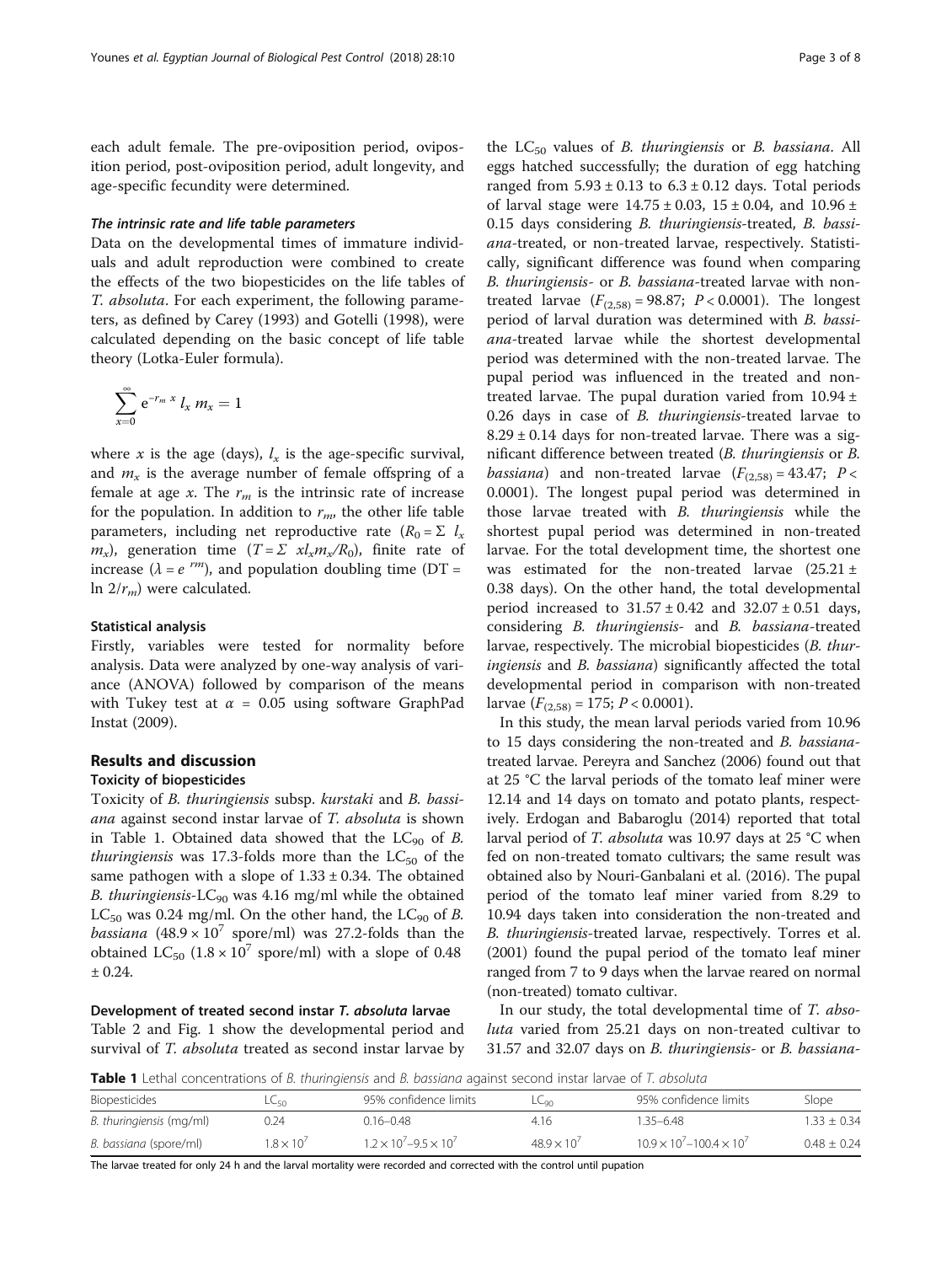each adult female. The pre-oviposition period, oviposition period, post-oviposition period, adult longevity, and age-specific fecundity were determined.

#### The intrinsic rate and life table parameters

Data on the developmental times of immature individuals and adult reproduction were combined to create the effects of the two biopesticides on the life tables of *T. absoluta*. For each experiment, the following parameters, as defined by Carey (1993) and Gotelli (1998), were calculated depending on the basic concept of life table theory (Lotka-Euler formula).

$$\sum_{x=0}^{\infty} e^{-r_m x} l_x m_x = 1$$

where $x$ is the age (days), $l_x$ is the age-specific survival, and $m_x$ is the average number of female offspring of a female at age $x$. The $r_m$ is the intrinsic rate of increase for the population. In addition to $r_m$, the other life table parameters, including net reproductive rate ($R_0 = \Sigma\ l_x m_x$), generation time ($T = \Sigma\ x l_x m_x / R_0$), finite rate of increase ($\lambda = e^{r_m}$), and population doubling time ($DT = \ln 2/r_m$) were calculated.

### Statistical analysis

Firstly, variables were tested for normality before analysis. Data were analyzed by one-way analysis of variance (ANOVA) followed by comparison of the means with Tukey test at $\alpha = 0.05$ using software GraphPad Instat (2009).

## Results and discussion

### Toxicity of biopesticides

Toxicity of *B. thuringiensis* subsp. *kurstaki* and *B. bassiana* against second instar larvae of *T. absoluta* is shown in Table 1. Obtained data showed that the $LC_{90}$ of *B. thuringiensis* was 17.3-folds more than the $LC_{50}$ of the same pathogen with a slope of 1.33 ± 0.34. The obtained *B. thuringiensis*-$LC_{90}$ was 4.16 mg/ml while the obtained $LC_{50}$ was 0.24 mg/ml. On the other hand, the $LC_{90}$ of *B. bassiana* ($48.9 \times 10^7$ spore/ml) was 27.2-folds than the obtained $LC_{50}$ ($1.8 \times 10^7$ spore/ml) with a slope of 0.48 ± 0.24.

### Development of treated second instar *T. absoluta* larvae

Table 2 and Fig. 1 show the developmental period and survival of *T. absoluta* treated as second instar larvae by the $LC_{50}$ values of *B. thuringiensis* or *B. bassiana*. All eggs hatched successfully; the duration of egg hatching ranged from 5.93 ± 0.13 to 6.3 ± 0.12 days. Total periods of larval stage were 14.75 ± 0.03, 15 ± 0.04, and 10.96 ± 0.15 days considering *B. thuringiensis*-treated, *B. bassiana*-treated, or non-treated larvae, respectively. Statistically, significant difference was found when comparing *B. thuringiensis*- or *B. bassiana*-treated larvae with non-treated larvae ($F_{(2,58)} = 98.87$; $P < 0.0001$). The longest period of larval duration was determined with *B. bassiana*-treated larvae while the shortest developmental period was determined with the non-treated larvae. The pupal period was influenced in the treated and non-treated larvae. The pupal duration varied from 10.94 ± 0.26 days in case of *B. thuringiensis*-treated larvae to 8.29 ± 0.14 days for non-treated larvae. There was a significant difference between treated (*B. thuringiensis* or *B. bassiana*) and non-treated larvae ($F_{(2,58)} = 43.47$; $P < 0.0001$). The longest pupal period was determined in those larvae treated with *B. thuringiensis* while the shortest pupal period was determined in non-treated larvae. For the total development time, the shortest one was estimated for the non-treated larvae (25.21 ± 0.38 days). On the other hand, the total developmental period increased to 31.57 ± 0.42 and 32.07 ± 0.51 days, considering *B. thuringiensis*- and *B. bassiana*-treated larvae, respectively. The microbial biopesticides (*B. thuringiensis* and *B. bassiana*) significantly affected the total developmental period in comparison with non-treated larvae ($F_{(2,58)} = 175$; $P < 0.0001$).

In this study, the mean larval periods varied from 10.96 to 15 days considering the non-treated and *B. bassiana*-treated larvae. Pereyra and Sanchez (2006) found out that at 25 °C the larval periods of the tomato leaf miner were 12.14 and 14 days on tomato and potato plants, respectively. Erdogan and Babaroglu (2014) reported that total larval period of *T. absoluta* was 10.97 days at 25 °C when fed on non-treated tomato cultivars; the same result was obtained also by Nouri-Ganbalani et al. (2016). The pupal period of the tomato leaf miner varied from 8.29 to 10.94 days taken into consideration the non-treated and *B. thuringiensis*-treated larvae, respectively. Torres et al. (2001) found the pupal period of the tomato leaf miner ranged from 7 to 9 days when the larvae reared on normal (non-treated) tomato cultivar.

In our study, the total developmental time of *T. absoluta* varied from 25.21 days on non-treated cultivar to 31.57 and 32.07 days on *B. thuringiensis*- or *B. bassiana*-

**Table 1** Lethal concentrations of *B. thuringiensis* and *B. bassiana* against second instar larvae of *T. absoluta*

| Biopesticides | $LC_{50}$ | 95% confidence limits | $LC_{90}$ | 95% confidence limits | Slope |
|---|---|---|---|---|---|
| *B. thuringiensis* (mg/ml) | 0.24 | 0.16–0.48 | 4.16 | 1.35–6.48 | 1.33 ± 0.34 |
| *B. bassiana* (spore/ml) | $1.8 \times 10^7$ | $1.2 \times 10^7$–$9.5 \times 10^7$ | $48.9 \times 10^7$ | $10.9 \times 10^7$–$100.4 \times 10^7$ | 0.48 ± 0.24 |

The larvae treated for only 24 h and the larval mortality were recorded and corrected with the control until pupation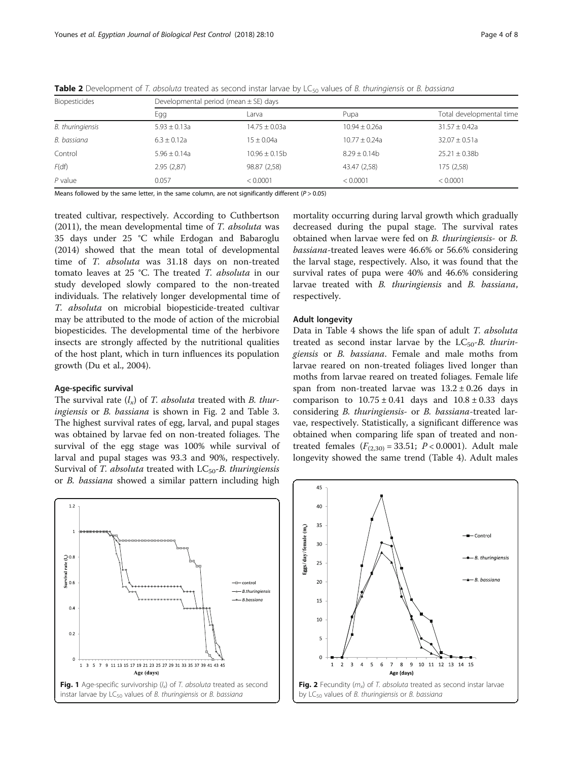**Table 2** Development of *T. absoluta* treated as second instar larvae by $LC_{50}$ values of *B. thuringiensis* or *B. bassiana*

| Biopesticides | Developmental period (mean ± SE) days | | | |
|---|---|---|---|---|
| | Egg | Larva | Pupa | Total developmental time |
| *B. thuringiensis* | 5.93 ± 0.13a | 14.75 ± 0.03a | 10.94 ± 0.26a | 31.57 ± 0.42a |
| *B. bassiana* | 6.3 ± 0.12a | 15 ± 0.04a | 10.77 ± 0.24a | 32.07 ± 0.51a |
| Control | 5.96 ± 0.14a | 10.96 ± 0.15b | 8.29 ± 0.14b | 25.21 ± 0.38b |
| F(df) | 2.95 (2,87) | 98.87 (2,58) | 43.47 (2,58) | 175 (2,58) |
| *P* value | 0.057 | < 0.0001 | < 0.0001 | < 0.0001 |

Means followed by the same letter, in the same column, are not significantly different ($P > 0.05$)

treated cultivar, respectively. According to Cuthbertson (2011), the mean developmental time of *T. absoluta* was 35 days under 25 °C while Erdogan and Babaroglu (2014) showed that the mean total of developmental time of *T. absoluta* was 31.18 days on non-treated tomato leaves at 25 °C. The treated *T. absoluta* in our study developed slowly compared to the non-treated individuals. The relatively longer developmental time of *T. absoluta* on microbial biopesticide-treated cultivar may be attributed to the mode of action of the microbial biopesticides. The developmental time of the herbivore insects are strongly affected by the nutritional qualities of the host plant, which in turn influences its population growth (Du et al., 2004).

### Age-specific survival

The survival rate ($l_x$) of *T. absoluta* treated with *B. thuringiensis* or *B. bassiana* is shown in Fig. 2 and Table 3. The highest survival rates of egg, larval, and pupal stages was obtained by larvae fed on non-treated foliages. The survival of the egg stage was 100% while survival of larval and pupal stages was 93.3 and 90%, respectively. Survival of *T. absoluta* treated with $LC_{50}$-*B. thuringiensis* or *B. bassiana* showed a similar pattern including high mortality occurring during larval growth which gradually decreased during the pupal stage. The survival rates obtained when larvae were fed on *B. thuringiensis*- or *B. bassiana*-treated leaves were 46.6% or 56.6% considering the larval stage, respectively. Also, it was found that the survival rates of pupa were 40% and 46.6% considering larvae treated with *B. thuringiensis* and *B. bassiana*, respectively.

### Adult longevity

Data in Table 4 shows the life span of adult *T. absoluta* treated as second instar larvae by the $LC_{50}$-*B. thuringiensis* or *B. bassiana*. Female and male moths from larvae reared on non-treated foliages lived longer than moths from larvae reared on treated foliages. Female life span from non-treated larvae was 13.2 ± 0.26 days in comparison to 10.75 ± 0.41 days and 10.8 ± 0.33 days considering *B. thuringiensis*- or *B. bassiana*-treated larvae, respectively. Statistically, a significant difference was obtained when comparing life span of treated and non-treated females ($F_{(2,30)} = 33.51$; $P < 0.0001$). Adult male longevity showed the same trend (Table 4). Adult males

**Fig. 1** Age-specific survivorship ($l_x$) of *T. absoluta* treated as second instar larvae by $LC_{50}$ values of *B. thuringiensis* or *B. bassiana*

**Fig. 2** Fecundity ($m_x$) of *T. absoluta* treated as second instar larvae by $LC_{50}$ values of *B. thuringiensis* or *B. bassiana*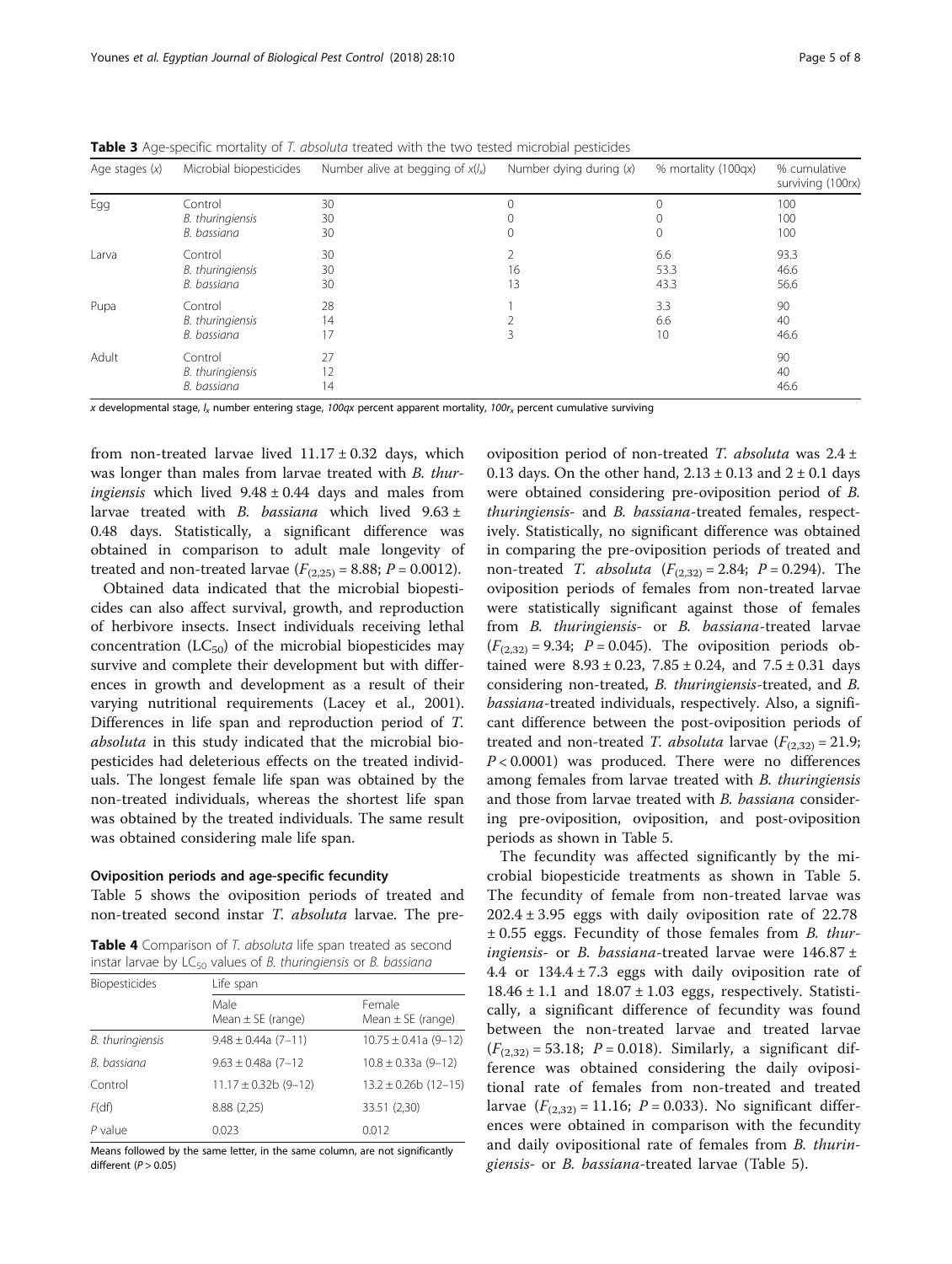**Table 3** Age-specific mortality of *T. absoluta* treated with the two tested microbial pesticides

| Age stages (x) | Microbial biopesticides | Number alive at begging of $x(l_x)$ | Number dying during (x) | % mortality (100qx) | % cumulative surviving (100rx) |
|---|---|---|---|---|---|
| Egg | Control | 30 | 0 | 0 | 100 |
| | *B. thuringiensis* | 30 | 0 | 0 | 100 |
| | *B. bassiana* | 30 | 0 | 0 | 100 |
| Larva | Control | 30 | 2 | 6.6 | 93.3 |
| | *B. thuringiensis* | 30 | 16 | 53.3 | 46.6 |
| | *B. bassiana* | 30 | 13 | 43.3 | 56.6 |
| Pupa | Control | 28 | 1 | 3.3 | 90 |
| | *B. thuringiensis* | 14 | 2 | 6.6 | 40 |
| | *B. bassiana* | 17 | 3 | 10 | 46.6 |
| Adult | Control | 27 | | | 90 |
| | *B. thuringiensis* | 12 | | | 40 |
| | *B. bassiana* | 14 | | | 46.6 |

*x* developmental stage, $l_x$ number entering stage, *100qx* percent apparent mortality, $100r_x$ percent cumulative surviving

from non-treated larvae lived 11.17 ± 0.32 days, which was longer than males from larvae treated with *B. thuringiensis* which lived 9.48 ± 0.44 days and males from larvae treated with *B. bassiana* which lived 9.63 ± 0.48 days. Statistically, a significant difference was obtained in comparison to adult male longevity of treated and non-treated larvae ($F_{(2,25)} = 8.88$; $P = 0.0012$).

Obtained data indicated that the microbial biopesticides can also affect survival, growth, and reproduction of herbivore insects. Insect individuals receiving lethal concentration ($LC_{50}$) of the microbial biopesticides may survive and complete their development but with differences in growth and development as a result of their varying nutritional requirements (Lacey et al., 2001). Differences in life span and reproduction period of *T. absoluta* in this study indicated that the microbial biopesticides had deleterious effects on the treated individuals. The longest female life span was obtained by the non-treated individuals, whereas the shortest life span was obtained by the treated individuals. The same result was obtained considering male life span.

### Oviposition periods and age-specific fecundity

Table 5 shows the oviposition periods of treated and non-treated second instar *T. absoluta* larvae. The pre-

**Table 4** Comparison of *T. absoluta* life span treated as second instar larvae by $LC_{50}$ values of *B. thuringiensis* or *B. bassiana*

| Biopesticides | Life span | |
|---|---|---|
| | Male Mean ± SE (range) | Female Mean ± SE (range) |
| *B. thuringiensis* | 9.48 ± 0.44a (7–11) | 10.75 ± 0.41a (9–12) |
| *B. bassiana* | 9.63 ± 0.48a (7–12 | 10.8 ± 0.33a (9–12) |
| Control | 11.17 ± 0.32b (9–12) | 13.2 ± 0.26b (12–15) |
| *F*(df) | 8.88 (2,25) | 33.51 (2,30) |
| *P* value | 0.023 | 0.012 |

Means followed by the same letter, in the same column, are not significantly different ($P > 0.05$)

oviposition period of non-treated *T. absoluta* was 2.4 ± 0.13 days. On the other hand, 2.13 ± 0.13 and 2 ± 0.1 days were obtained considering pre-oviposition period of *B. thuringiensis*- and *B. bassiana*-treated females, respectively. Statistically, no significant difference was obtained in comparing the pre-oviposition periods of treated and non-treated *T. absoluta* ($F_{(2,32)} = 2.84$; $P = 0.294$). The oviposition periods of females from non-treated larvae were statistically significant against those of females from *B. thuringiensis*- or *B. bassiana*-treated larvae ($F_{(2,32)} = 9.34$; $P = 0.045$). The oviposition periods obtained were 8.93 ± 0.23, 7.85 ± 0.24, and 7.5 ± 0.31 days considering non-treated, *B. thuringiensis*-treated, and *B. bassiana*-treated individuals, respectively. Also, a significant difference between the post-oviposition periods of treated and non-treated *T. absoluta* larvae ($F_{(2,32)} = 21.9$; $P < 0.0001$) was produced. There were no differences among females from larvae treated with *B. thuringiensis* and those from larvae treated with *B. bassiana* considering pre-oviposition, oviposition, and post-oviposition periods as shown in Table 5.

The fecundity was affected significantly by the microbial biopesticide treatments as shown in Table 5. The fecundity of female from non-treated larvae was 202.4 ± 3.95 eggs with daily oviposition rate of 22.78 ± 0.55 eggs. Fecundity of those females from *B. thuringiensis*- or *B. bassiana*-treated larvae were 146.87 ± 4.4 or 134.4 ± 7.3 eggs with daily oviposition rate of 18.46 ± 1.1 and 18.07 ± 1.03 eggs, respectively. Statistically, a significant difference of fecundity was found between the non-treated larvae and treated larvae ($F_{(2,32)} = 53.18$; $P = 0.018$). Similarly, a significant difference was obtained considering the daily ovipositional rate of females from non-treated and treated larvae ($F_{(2,32)} = 11.16$; $P = 0.033$). No significant differences were obtained in comparison with the fecundity and daily ovipositional rate of females from *B. thuringiensis*- or *B. bassiana*-treated larvae (Table 5).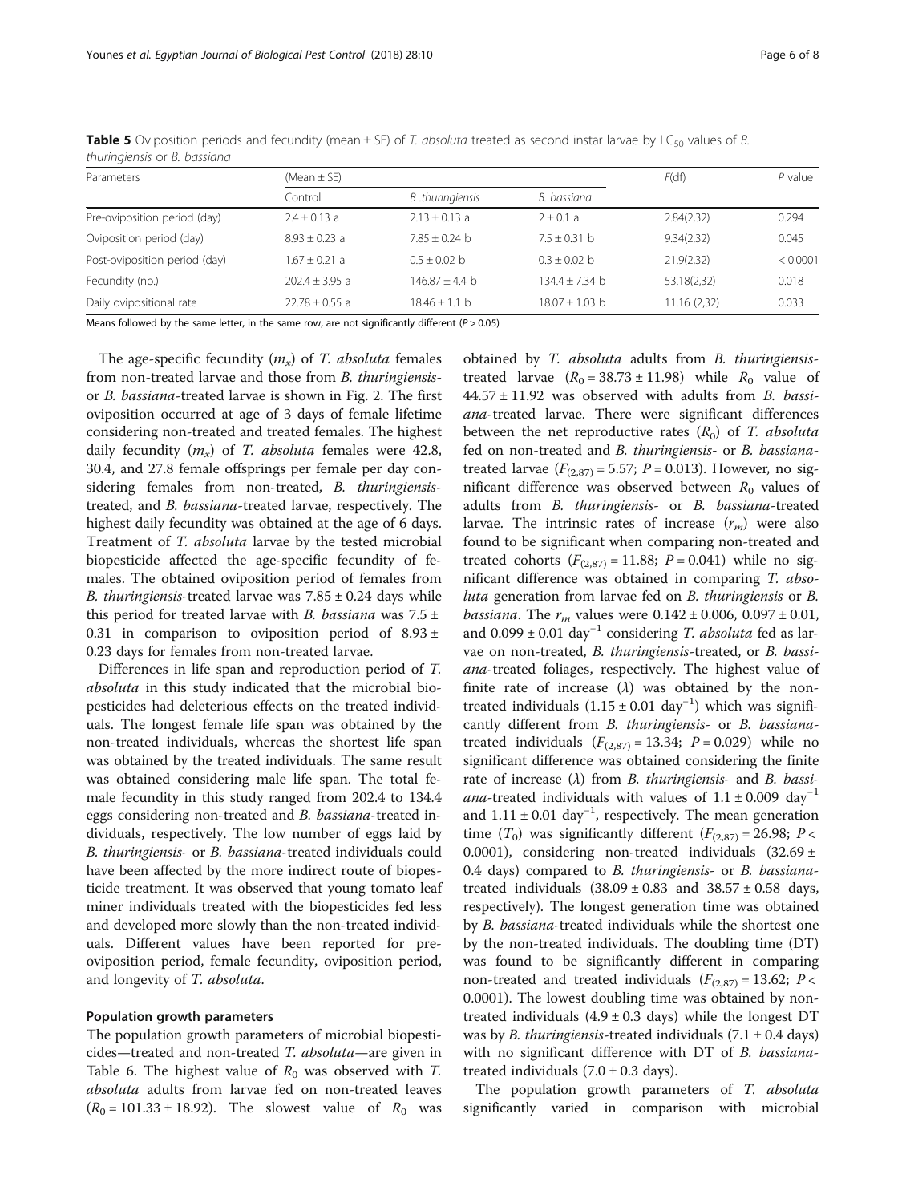**Table 5** Oviposition periods and fecundity (mean ± SE) of *T. absoluta* treated as second instar larvae by $LC_{50}$ values of *B. thuringiensis* or *B. bassiana*

| Parameters | (Mean ± SE) | | | F(df) | P value |
|---|---|---|---|---|---|
| | Control | *B. thuringiensis* | *B. bassiana* | | |
| Pre-oviposition period (day) | 2.4 ± 0.13 a | 2.13 ± 0.13 a | 2 ± 0.1 a | 2.84(2,32) | 0.294 |
| Oviposition period (day) | 8.93 ± 0.23 a | 7.85 ± 0.24 b | 7.5 ± 0.31 b | 9.34(2,32) | 0.045 |
| Post-oviposition period (day) | 1.67 ± 0.21 a | 0.5 ± 0.02 b | 0.3 ± 0.02 b | 21.9(2,32) | < 0.0001 |
| Fecundity (no.) | 202.4 ± 3.95 a | 146.87 ± 4.4 b | 134.4 ± 7.34 b | 53.18(2,32) | 0.018 |
| Daily ovipositional rate | 22.78 ± 0.55 a | 18.46 ± 1.1 b | 18.07 ± 1.03 b | 11.16 (2,32) | 0.033 |

Means followed by the same letter, in the same row, are not significantly different ($P > 0.05$)

The age-specific fecundity ($m_x$) of *T. absoluta* females from non-treated larvae and those from *B. thuringiensis*- or *B. bassiana*-treated larvae is shown in Fig. 2. The first oviposition occurred at age of 3 days of female lifetime considering non-treated and treated females. The highest daily fecundity ($m_x$) of *T. absoluta* females were 42.8, 30.4, and 27.8 female offsprings per female per day considering females from non-treated, *B. thuringiensis*-treated, and *B. bassiana*-treated larvae, respectively. The highest daily fecundity was obtained at the age of 6 days. Treatment of *T. absoluta* larvae by the tested microbial biopesticide affected the age-specific fecundity of females. The obtained oviposition period of females from *B. thuringiensis*-treated larvae was 7.85 ± 0.24 days while this period for treated larvae with *B. bassiana* was 7.5 ± 0.31 in comparison to oviposition period of 8.93 ± 0.23 days for females from non-treated larvae.

Differences in life span and reproduction period of *T. absoluta* in this study indicated that the microbial biopesticides had deleterious effects on the treated individuals. The longest female life span was obtained by the non-treated individuals, whereas the shortest life span was obtained by the treated individuals. The same result was obtained considering male life span. The total female fecundity in this study ranged from 202.4 to 134.4 eggs considering non-treated and *B. bassiana*-treated individuals, respectively. The low number of eggs laid by *B. thuringiensis*- or *B. bassiana*-treated individuals could have been affected by the more indirect route of biopesticide treatment. It was observed that young tomato leaf miner individuals treated with the biopesticides fed less and developed more slowly than the non-treated individuals. Different values have been reported for pre-oviposition period, female fecundity, oviposition period, and longevity of *T. absoluta*.

#### Population growth parameters

The population growth parameters of microbial biopesticides—treated and non-treated *T. absoluta*—are given in Table 6. The highest value of $R_0$ was observed with *T. absoluta* adults from larvae fed on non-treated leaves ($R_0 = 101.33 \pm 18.92$). The slowest value of $R_0$ was obtained by *T. absoluta* adults from *B. thuringiensis*-treated larvae ($R_0 = 38.73 \pm 11.98$) while $R_0$ value of $44.57 \pm 11.92$ was observed with adults from *B. bassiana*-treated larvae. There were significant differences between the net reproductive rates ($R_0$) of *T. absoluta* fed on non-treated and *B. thuringiensis*- or *B. bassiana*-treated larvae ($F_{(2,87)} = 5.57$; $P = 0.013$). However, no significant difference was observed between $R_0$ values of adults from *B. thuringiensis*- or *B. bassiana*-treated larvae. The intrinsic rates of increase ($r_m$) were also found to be significant when comparing non-treated and treated cohorts ($F_{(2,87)} = 11.88$; $P = 0.041$) while no significant difference was obtained in comparing *T. absoluta* generation from larvae fed on *B. thuringiensis* or *B. bassiana*. The $r_m$ values were 0.142 ± 0.006, 0.097 ± 0.01, and 0.099 ± 0.01 $day^{-1}$ considering *T. absoluta* fed as larvae on non-treated, *B. thuringiensis*-treated, or *B. bassiana*-treated foliages, respectively. The highest value of finite rate of increase ($\lambda$) was obtained by the non-treated individuals (1.15 ± 0.01 $day^{-1}$) which was significantly different from *B. thuringiensis*- or *B. bassiana*-treated individuals ($F_{(2,87)} = 13.34$; $P = 0.029$) while no significant difference was obtained considering the finite rate of increase ($\lambda$) from *B. thuringiensis*- and *B. bassiana*-treated individuals with values of 1.1 ± 0.009 $day^{-1}$ and 1.11 ± 0.01 $day^{-1}$, respectively. The mean generation time ($T_0$) was significantly different ($F_{(2,87)} = 26.98$; $P < 0.0001$), considering non-treated individuals (32.69 ± 0.4 days) compared to *B. thuringiensis*- or *B. bassiana*-treated individuals (38.09 ± 0.83 and 38.57 ± 0.58 days, respectively). The longest generation time was obtained by *B. bassiana*-treated individuals while the shortest one by the non-treated individuals. The doubling time (DT) was found to be significantly different in comparing non-treated and treated individuals ($F_{(2,87)} = 13.62$; $P < 0.0001$). The lowest doubling time was obtained by non-treated individuals (4.9 ± 0.3 days) while the longest DT was by *B. thuringiensis*-treated individuals (7.1 ± 0.4 days) with no significant difference with DT of *B. bassiana*-treated individuals (7.0 ± 0.3 days).

The population growth parameters of *T. absoluta* significantly varied in comparison with microbial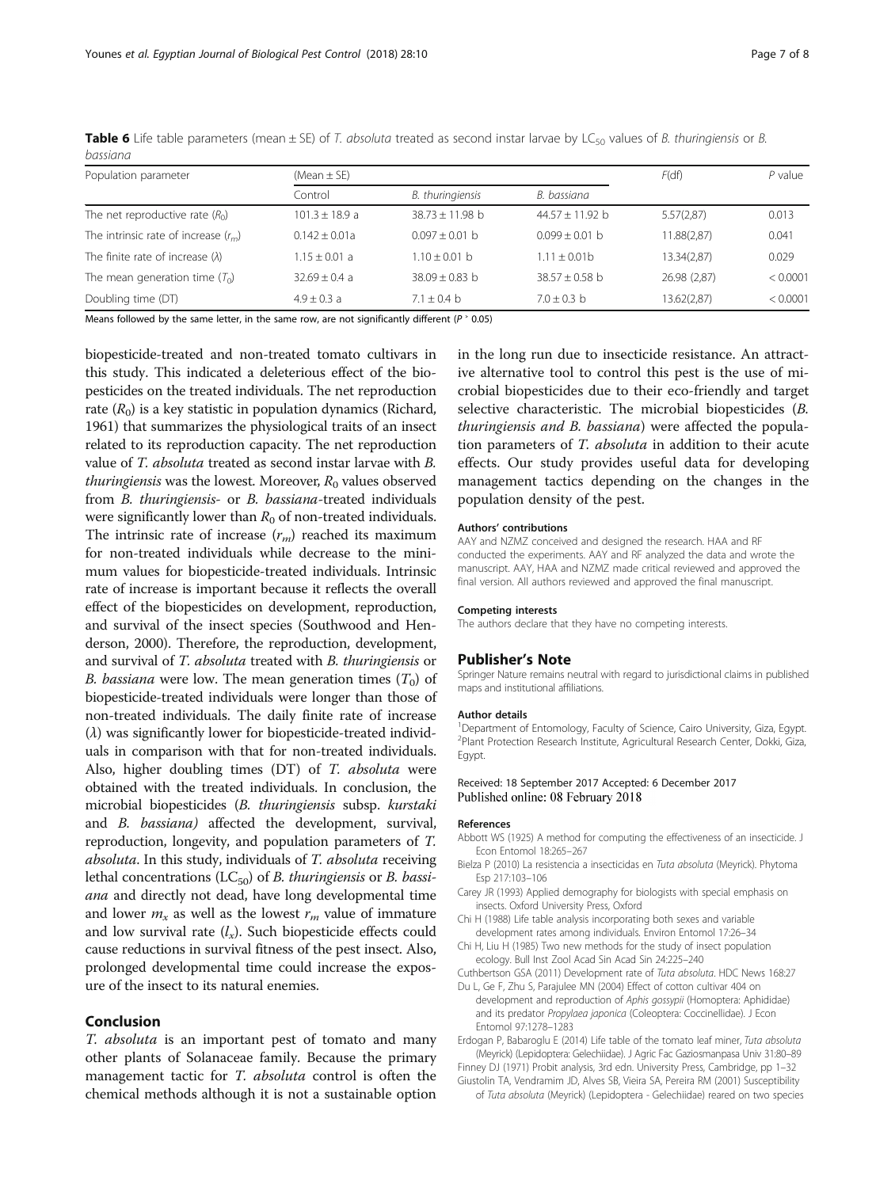**Table 6** Life table parameters (mean ± SE) of *T. absoluta* treated as second instar larvae by $LC_{50}$ values of *B. thuringiensis* or *B. bassiana*

| Population parameter | (Mean ± SE) | | | F(df) | P value |
|---|---|---|---|---|---|
| | Control | *B. thuringiensis* | *B. bassiana* | | |
| The net reproductive rate ($R_0$) | 101.3 ± 18.9 a | 38.73 ± 11.98 b | 44.57 ± 11.92 b | 5.57(2,87) | 0.013 |
| The intrinsic rate of increase ($r_m$) | 0.142 ± 0.01a | 0.097 ± 0.01 b | 0.099 ± 0.01 b | 11.88(2,87) | 0.041 |
| The finite rate of increase (λ) | 1.15 ± 0.01 a | 1.10 ± 0.01 b | 1.11 ± 0.01b | 13.34(2,87) | 0.029 |
| The mean generation time ($T_0$) | 32.69 ± 0.4 a | 38.09 ± 0.83 b | 38.57 ± 0.58 b | 26.98 (2,87) | < 0.0001 |
| Doubling time (DT) | 4.9 ± 0.3 a | 7.1 ± 0.4 b | 7.0 ± 0.3 b | 13.62(2,87) | < 0.0001 |

Means followed by the same letter, in the same row, are not significantly different ($P > 0.05$)

biopesticide-treated and non-treated tomato cultivars in this study. This indicated a deleterious effect of the biopesticides on the treated individuals. The net reproduction rate ($R_0$) is a key statistic in population dynamics (Richard, 1961) that summarizes the physiological traits of an insect related to its reproduction capacity. The net reproduction value of *T. absoluta* treated as second instar larvae with *B. thuringiensis* was the lowest. Moreover, $R_0$ values observed from *B. thuringiensis*- or *B. bassiana*-treated individuals were significantly lower than $R_0$ of non-treated individuals. The intrinsic rate of increase ($r_m$) reached its maximum for non-treated individuals while decrease to the minimum values for biopesticide-treated individuals. Intrinsic rate of increase is important because it reflects the overall effect of the biopesticides on development, reproduction, and survival of the insect species (Southwood and Henderson, 2000). Therefore, the reproduction, development, and survival of *T. absoluta* treated with *B. thuringiensis* or *B. bassiana* were low. The mean generation times ($T_0$) of biopesticide-treated individuals were longer than those of non-treated individuals. The daily finite rate of increase (λ) was significantly lower for biopesticide-treated individuals in comparison with that for non-treated individuals. Also, higher doubling times (DT) of *T. absoluta* were obtained with the treated individuals. In conclusion, the microbial biopesticides (*B. thuringiensis* subsp. *kurstaki* and *B. bassiana)* affected the development, survival, reproduction, longevity, and population parameters of *T. absoluta*. In this study, individuals of *T. absoluta* receiving lethal concentrations ($LC_{50}$) of *B. thuringiensis* or *B. bassiana* and directly not dead, have long developmental time and lower $m_x$ as well as the lowest $r_m$ value of immature and low survival rate ($l_x$). Such biopesticide effects could cause reductions in survival fitness of the pest insect. Also, prolonged developmental time could increase the exposure of the insect to its natural enemies.

## Conclusion

*T. absoluta* is an important pest of tomato and many other plants of Solanaceae family. Because the primary management tactic for *T. absoluta* control is often the chemical methods although it is not a sustainable option in the long run due to insecticide resistance. An attractive alternative tool to control this pest is the use of microbial biopesticides due to their eco-friendly and target selective characteristic. The microbial biopesticides (*B. thuringiensis and B. bassiana*) were affected the population parameters of *T. absoluta* in addition to their acute effects. Our study provides useful data for developing management tactics depending on the changes in the population density of the pest.

#### Authors' contributions

AAY and NZMZ conceived and designed the research. HAA and RF conducted the experiments. AAY and RF analyzed the data and wrote the manuscript. AAY, HAA and NZMZ made critical reviewed and approved the final version. All authors reviewed and approved the final manuscript.

#### Competing interests

The authors declare that they have no competing interests.

### Publisher's Note

Springer Nature remains neutral with regard to jurisdictional claims in published maps and institutional affiliations.

#### Author details

[1]Department of Entomology, Faculty of Science, Cairo University, Giza, Egypt. [2]Plant Protection Research Institute, Agricultural Research Center, Dokki, Giza, Egypt.

Received: 18 September 2017 Accepted: 6 December 2017
Published online: 08 February 2018

#### References

- Abbott WS (1925) A method for computing the effectiveness of an insecticide. J Econ Entomol 18:265–267
- Bielza P (2010) La resistencia a insecticidas en *Tuta absoluta* (Meyrick). Phytoma Esp 217:103–106
- Carey JR (1993) Applied demography for biologists with special emphasis on insects. Oxford University Press, Oxford
- Chi H (1988) Life table analysis incorporating both sexes and variable development rates among individuals. Environ Entomol 17:26–34
- Chi H, Liu H (1985) Two new methods for the study of insect population ecology. Bull Inst Zool Acad Sin Acad Sin 24:225–240
- Cuthbertson GSA (2011) Development rate of *Tuta absoluta*. HDC News 168:27
- Du L, Ge F, Zhu S, Parajulee MN (2004) Effect of cotton cultivar 404 on development and reproduction of *Aphis gossypii* (Homoptera: Aphididae) and its predator *Propylaea japonica* (Coleoptera: Coccinellidae). J Econ Entomol 97:1278–1283
- Erdogan P, Babaroglu E (2014) Life table of the tomato leaf miner, *Tuta absoluta* (Meyrick) (Lepidoptera: Gelechiidae). J Agric Fac Gaziosmanpasa Univ 31:80–89
- Finney DJ (1971) Probit analysis, 3rd edn. University Press, Cambridge, pp 1–32
- Giustolin TA, Vendramim JD, Alves SB, Vieira SA, Pereira RM (2001) Susceptibility of *Tuta absoluta* (Meyrick) (Lepidoptera - Gelechiidae) reared on two species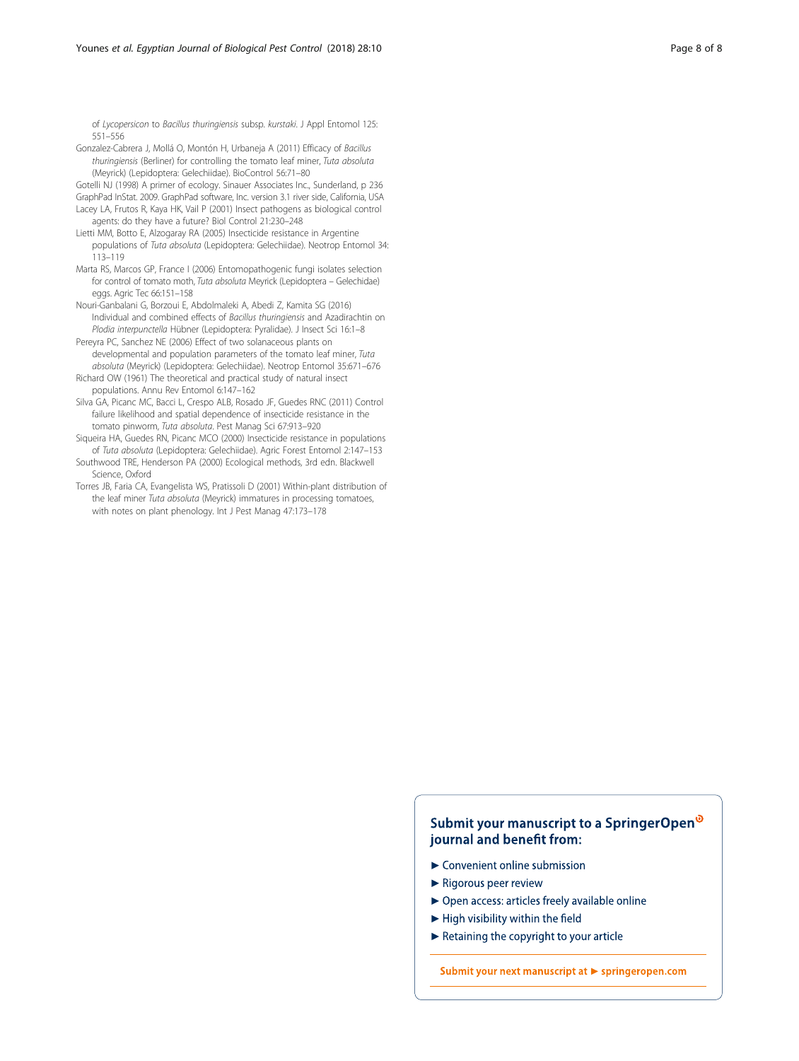of *Lycopersicon* to *Bacillus thuringiensis* subsp. *kurstaki*. J Appl Entomol 125: 551–556

Gonzalez-Cabrera J, Mollá O, Montón H, Urbaneja A (2011) Efficacy of *Bacillus thuringiensis* (Berliner) for controlling the tomato leaf miner, *Tuta absoluta* (Meyrick) (Lepidoptera: Gelechiidae). BioControl 56:71–80

Gotelli NJ (1998) A primer of ecology. Sinauer Associates Inc., Sunderland, p 236

GraphPad InStat. 2009. GraphPad software, Inc. version 3.1 river side, California, USA

Lacey LA, Frutos R, Kaya HK, Vail P (2001) Insect pathogens as biological control agents: do they have a future? Biol Control 21:230–248

Lietti MM, Botto E, Alzogaray RA (2005) Insecticide resistance in Argentine populations of *Tuta absoluta* (Lepidoptera: Gelechiidae). Neotrop Entomol 34: 113–119

Marta RS, Marcos GP, France I (2006) Entomopathogenic fungi isolates selection for control of tomato moth, *Tuta absoluta* Meyrick (Lepidoptera – Gelechidae) eggs. Agric Tec 66:151–158

Nouri-Ganbalani G, Borzoui E, Abdolmaleki A, Abedi Z, Kamita SG (2016) Individual and combined effects of *Bacillus thuringiensis* and Azadirachtin on *Plodia interpunctella* Hübner (Lepidoptera: Pyralidae). J Insect Sci 16:1–8

Pereyra PC, Sanchez NE (2006) Effect of two solanaceous plants on developmental and population parameters of the tomato leaf miner, *Tuta absoluta* (Meyrick) (Lepidoptera: Gelechiidae). Neotrop Entomol 35:671–676

Richard OW (1961) The theoretical and practical study of natural insect populations. Annu Rev Entomol 6:147–162

Silva GA, Picanc MC, Bacci L, Crespo ALB, Rosado JF, Guedes RNC (2011) Control failure likelihood and spatial dependence of insecticide resistance in the tomato pinworm, *Tuta absoluta*. Pest Manag Sci 67:913–920

Siqueira HA, Guedes RN, Picanc MCO (2000) Insecticide resistance in populations of *Tuta absoluta* (Lepidoptera: Gelechiidae). Agric Forest Entomol 2:147–153

Southwood TRE, Henderson PA (2000) Ecological methods, 3rd edn. Blackwell Science, Oxford

Torres JB, Faria CA, Evangelista WS, Pratissoli D (2001) Within-plant distribution of the leaf miner *Tuta absoluta* (Meyrick) immatures in processing tomatoes, with notes on plant phenology. Int J Pest Manag 47:173–178

**Submit your manuscript to a SpringerOpen journal and benefit from:**

- ► Convenient online submission
- ► Rigorous peer review
- ► Open access: articles freely available online
- ► High visibility within the field
- ► Retaining the copyright to your article

**Submit your next manuscript at ► springeropen.com**